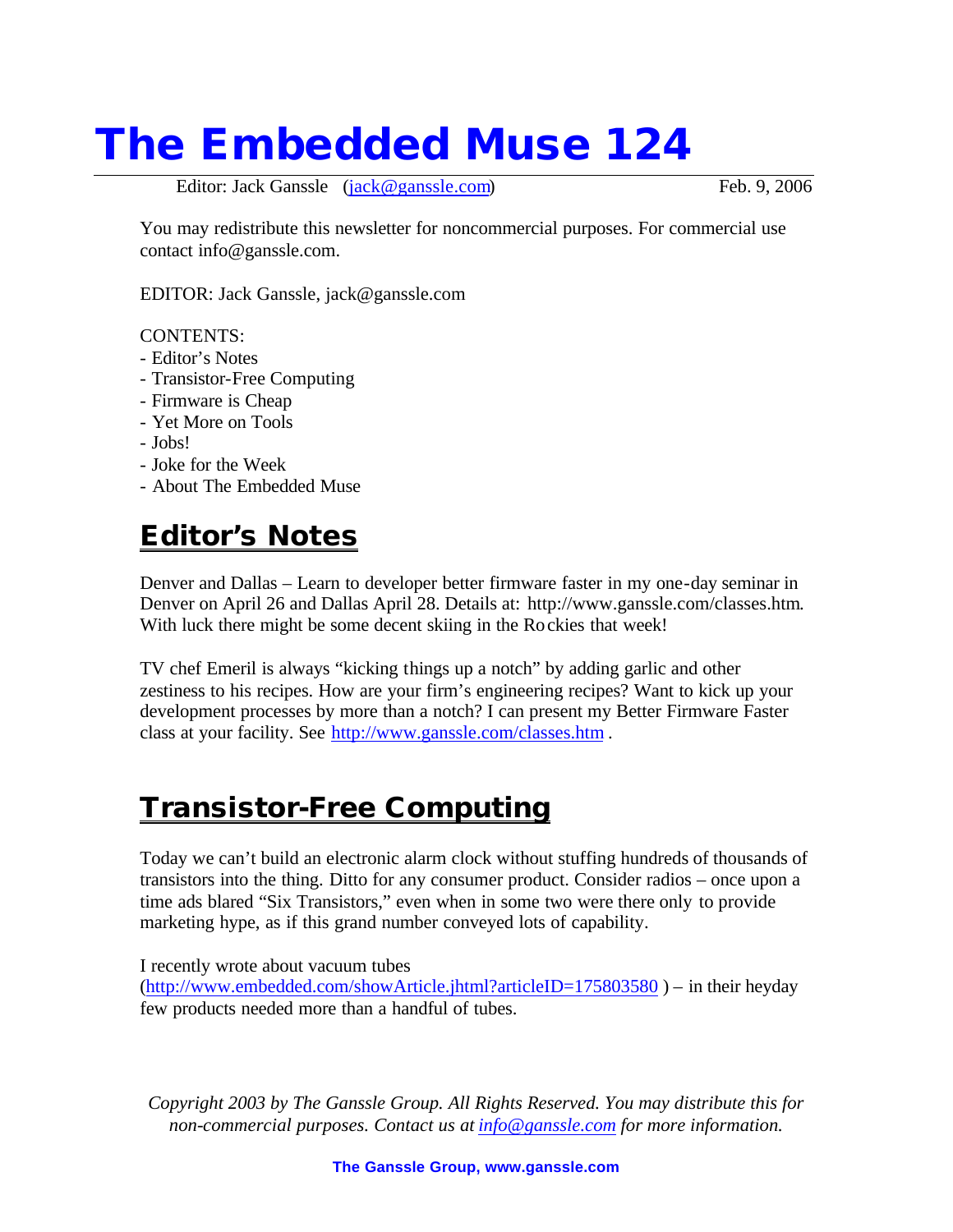# The Embedded Muse 124

Editor: Jack Ganssle (jack@ganssle.com) Feb. 9, 2006

You may redistribute this newsletter for noncommercial purposes. For commercial use contact info@ganssle.com.

EDITOR: Jack Ganssle, jack@ganssle.com

CONTENTS:
- Editor's Notes
- Transistor-Free Computing
- Firmware is Cheap
- Yet More on Tools
- Jobs!
- Joke for the Week
- About The Embedded Muse

## Editor's Notes

Denver and Dallas – Learn to developer better firmware faster in my one-day seminar in Denver on April 26 and Dallas April 28. Details at: http://www.ganssle.com/classes.htm. With luck there might be some decent skiing in the Rockies that week!

TV chef Emeril is always "kicking things up a notch" by adding garlic and other zestiness to his recipes. How are your firm's engineering recipes? Want to kick up your development processes by more than a notch? I can present my Better Firmware Faster class at your facility. See http://www.ganssle.com/classes.htm .

## Transistor-Free Computing

Today we can't build an electronic alarm clock without stuffing hundreds of thousands of transistors into the thing. Ditto for any consumer product. Consider radios – once upon a time ads blared "Six Transistors," even when in some two were there only to provide marketing hype, as if this grand number conveyed lots of capability.

I recently wrote about vacuum tubes (http://www.embedded.com/showArticle.jhtml?articleID=175803580 ) – in their heyday few products needed more than a handful of tubes.

*Copyright 2003 by The Ganssle Group. All Rights Reserved. You may distribute this for non-commercial purposes. Contact us at info@ganssle.com for more information.*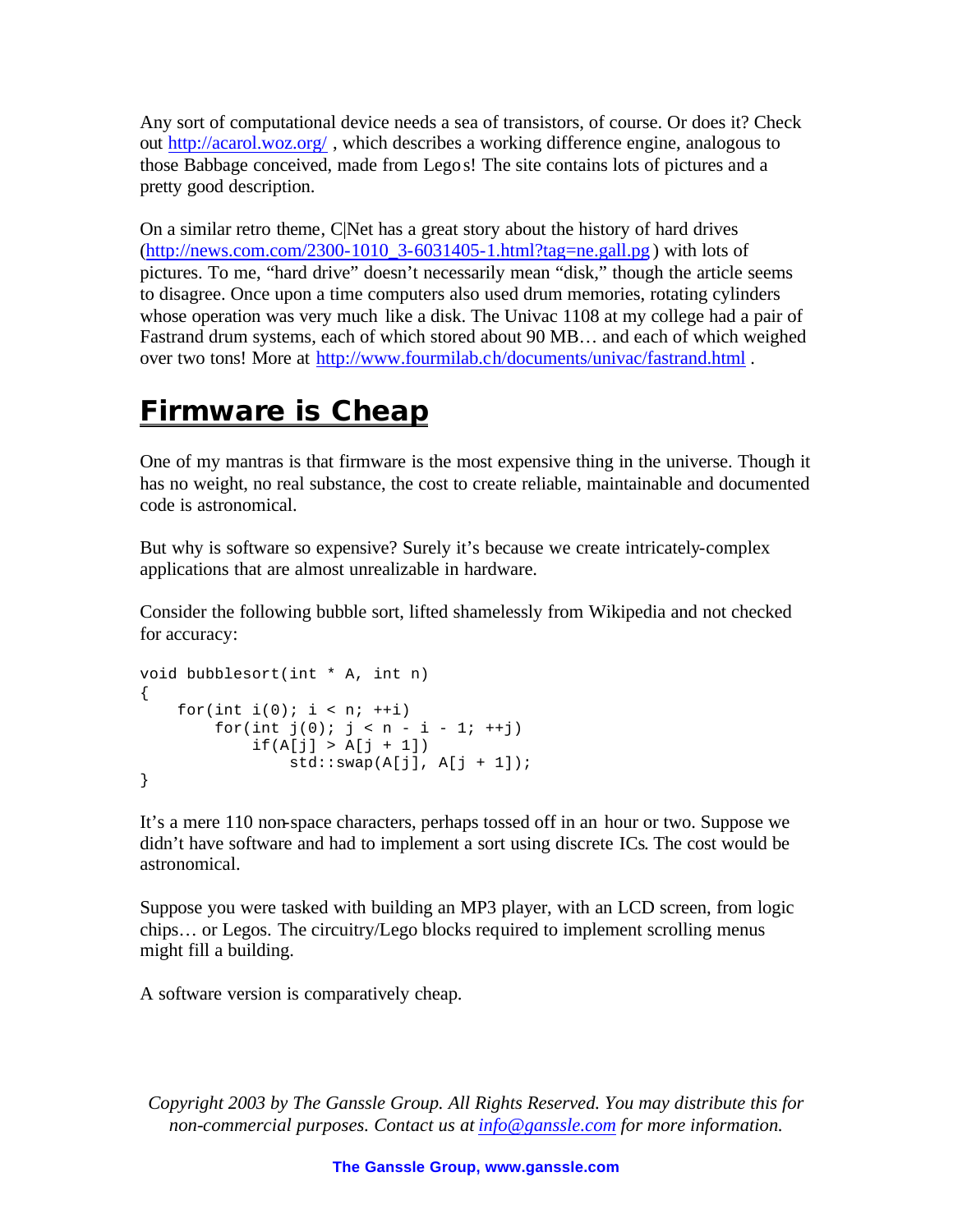Any sort of computational device needs a sea of transistors, of course. Or does it? Check out http://acarol.woz.org/ , which describes a working difference engine, analogous to those Babbage conceived, made from Legos! The site contains lots of pictures and a pretty good description.

On a similar retro theme, C|Net has a great story about the history of hard drives (http://news.com.com/2300-1010_3-6031405-1.html?tag=ne.gall.pg ) with lots of pictures. To me, "hard drive" doesn't necessarily mean "disk," though the article seems to disagree. Once upon a time computers also used drum memories, rotating cylinders whose operation was very much like a disk. The Univac 1108 at my college had a pair of Fastrand drum systems, each of which stored about 90 MB… and each of which weighed over two tons! More at http://www.fourmilab.ch/documents/univac/fastrand.html .

# Firmware is Cheap

One of my mantras is that firmware is the most expensive thing in the universe. Though it has no weight, no real substance, the cost to create reliable, maintainable and documented code is astronomical.

But why is software so expensive? Surely it's because we create intricately-complex applications that are almost unrealizable in hardware.

Consider the following bubble sort, lifted shamelessly from Wikipedia and not checked for accuracy:

```
void bubblesort(int * A, int n)
{
    for(int i(0); i < n; ++i)
        for(int j(0); j < n - i - 1; ++j)
            if(A[j] > A[j + 1])
                std::swap(A[j], A[j + 1]);
}
```

It's a mere 110 non-space characters, perhaps tossed off in an hour or two. Suppose we didn't have software and had to implement a sort using discrete ICs. The cost would be astronomical.

Suppose you were tasked with building an MP3 player, with an LCD screen, from logic chips… or Legos. The circuitry/Lego blocks required to implement scrolling menus might fill a building.

A software version is comparatively cheap.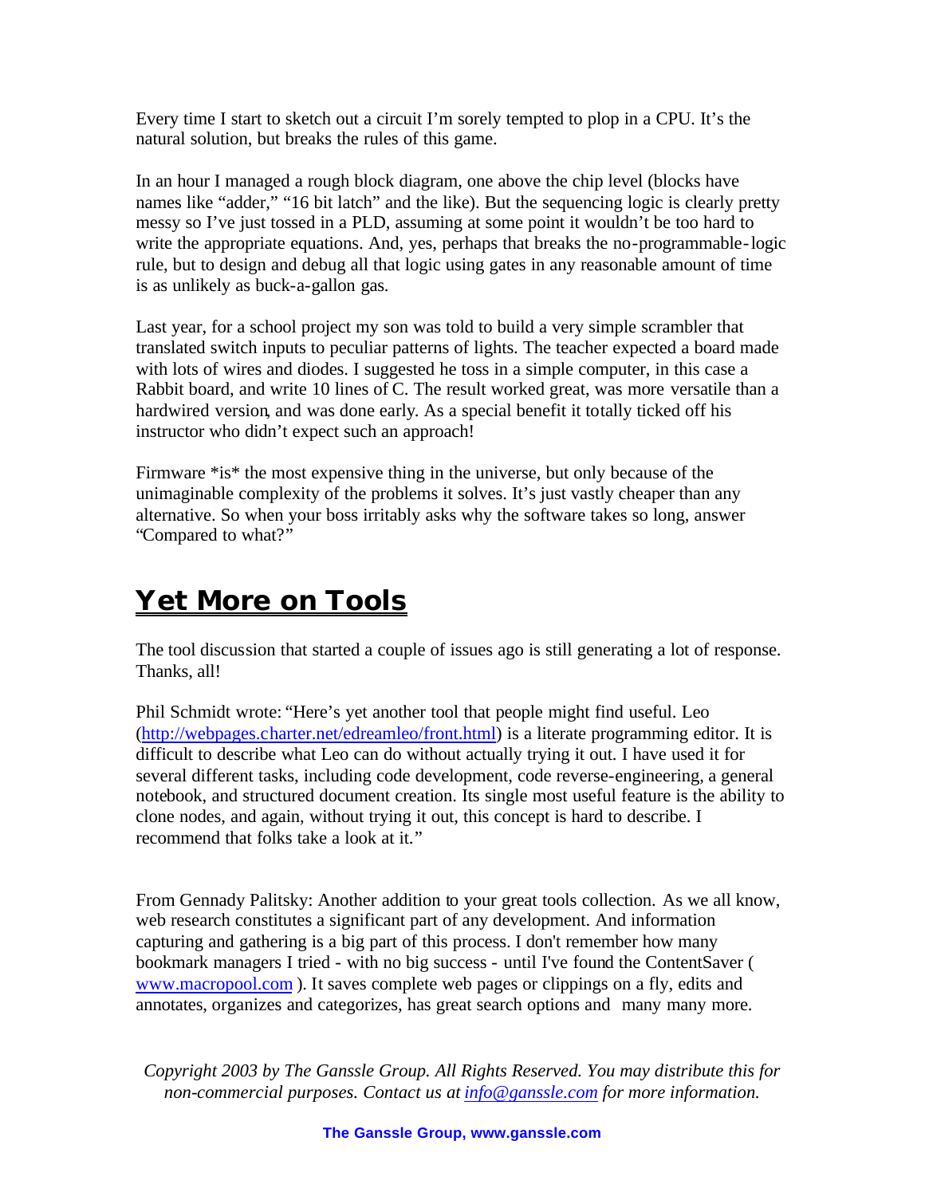Every time I start to sketch out a circuit I'm sorely tempted to plop in a CPU. It's the natural solution, but breaks the rules of this game.

In an hour I managed a rough block diagram, one above the chip level (blocks have names like "adder," "16 bit latch" and the like). But the sequencing logic is clearly pretty messy so I've just tossed in a PLD, assuming at some point it wouldn't be too hard to write the appropriate equations. And, yes, perhaps that breaks the no-programmable-logic rule, but to design and debug all that logic using gates in any reasonable amount of time is as unlikely as buck-a-gallon gas.

Last year, for a school project my son was told to build a very simple scrambler that translated switch inputs to peculiar patterns of lights. The teacher expected a board made with lots of wires and diodes. I suggested he toss in a simple computer, in this case a Rabbit board, and write 10 lines of C. The result worked great, was more versatile than a hardwired version, and was done early. As a special benefit it totally ticked off his instructor who didn't expect such an approach!

Firmware *is* the most expensive thing in the universe, but only because of the unimaginable complexity of the problems it solves. It's just vastly cheaper than any alternative. So when your boss irritably asks why the software takes so long, answer "Compared to what?"

## Yet More on Tools

The tool discussion that started a couple of issues ago is still generating a lot of response. Thanks, all!

Phil Schmidt wrote: "Here's yet another tool that people might find useful. Leo (http://webpages.charter.net/edreamleo/front.html) is a literate programming editor. It is difficult to describe what Leo can do without actually trying it out. I have used it for several different tasks, including code development, code reverse-engineering, a general notebook, and structured document creation. Its single most useful feature is the ability to clone nodes, and again, without trying it out, this concept is hard to describe. I recommend that folks take a look at it."

From Gennady Palitsky: Another addition to your great tools collection. As we all know, web research constitutes a significant part of any development. And information capturing and gathering is a big part of this process. I don't remember how many bookmark managers I tried - with no big success - until I've found the ContentSaver ( www.macropool.com ). It saves complete web pages or clippings on a fly, edits and annotates, organizes and categorizes, has great search options and many many more.

*Copyright 2003 by The Ganssle Group. All Rights Reserved. You may distribute this for non-commercial purposes. Contact us at info@ganssle.com for more information.*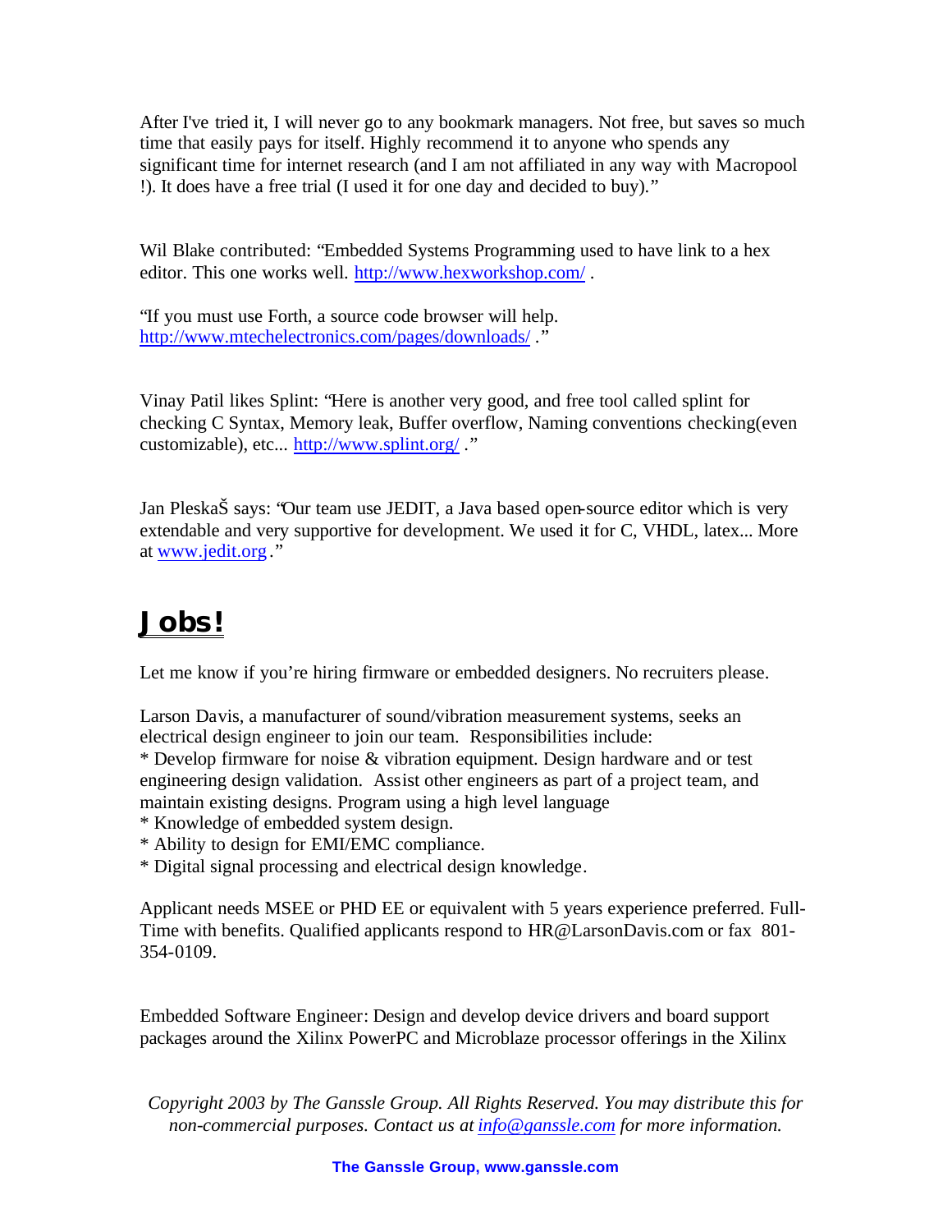After I've tried it, I will never go to any bookmark managers. Not free, but saves so much time that easily pays for itself. Highly recommend it to anyone who spends any significant time for internet research (and I am not affiliated in any way with Macropool !). It does have a free trial (I used it for one day and decided to buy)."

Wil Blake contributed: "Embedded Systems Programming used to have link to a hex editor. This one works well. [http://www.hexworkshop.com/](http://www.hexworkshop.com/) .

"If you must use Forth, a source code browser will help. [http://www.mtechelectronics.com/pages/downloads/](http://www.mtechelectronics.com/pages/downloads/) ."

Vinay Patil likes Splint: "Here is another very good, and free tool called splint for checking C Syntax, Memory leak, Buffer overflow, Naming conventions checking(even customizable), etc... [http://www.splint.org/](http://www.splint.org/) ."

Jan PleskaŠ says: "Our team use JEDIT, a Java based open-source editor which is very extendable and very supportive for development. We used it for C, VHDL, latex... More at [www.jedit.org](http://www.jedit.org)."

# Jobs!

Let me know if you're hiring firmware or embedded designers. No recruiters please.

Larson Davis, a manufacturer of sound/vibration measurement systems, seeks an electrical design engineer to join our team. Responsibilities include:
* Develop firmware for noise & vibration equipment. Design hardware and or test engineering design validation. Assist other engineers as part of a project team, and maintain existing designs. Program using a high level language
* Knowledge of embedded system design.
* Ability to design for EMI/EMC compliance.
* Digital signal processing and electrical design knowledge.

Applicant needs MSEE or PHD EE or equivalent with 5 years experience preferred. Full-Time with benefits. Qualified applicants respond to HR@LarsonDavis.com or fax 801-354-0109.

Embedded Software Engineer: Design and develop device drivers and board support packages around the Xilinx PowerPC and Microblaze processor offerings in the Xilinx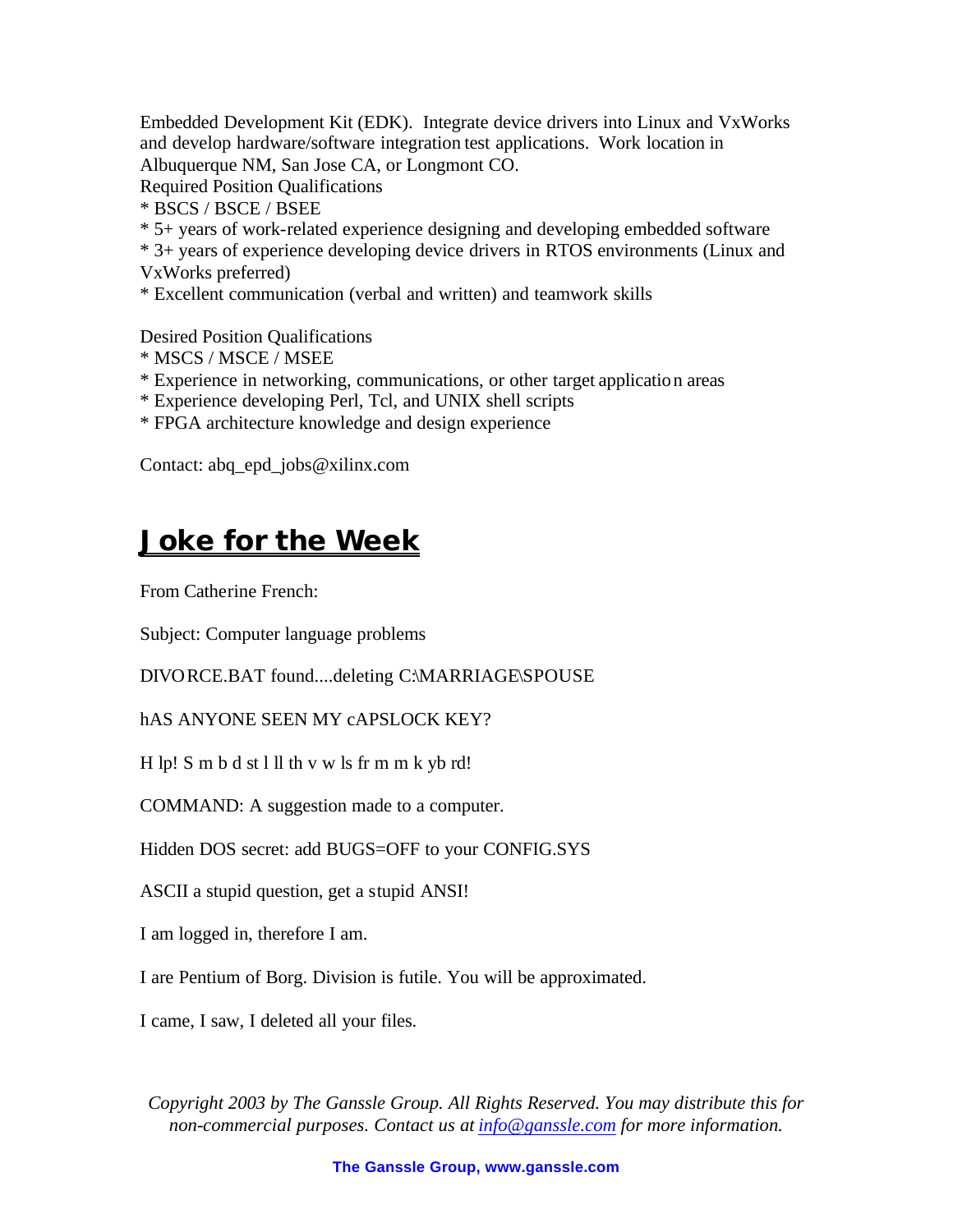Embedded Development Kit (EDK). Integrate device drivers into Linux and VxWorks and develop hardware/software integration test applications. Work location in Albuquerque NM, San Jose CA, or Longmont CO.

Required Position Qualifications

* BSCS / BSCE / BSEE
* 5+ years of work-related experience designing and developing embedded software
* 3+ years of experience developing device drivers in RTOS environments (Linux and VxWorks preferred)
* Excellent communication (verbal and written) and teamwork skills

Desired Position Qualifications

* MSCS / MSCE / MSEE
* Experience in networking, communications, or other target application areas
* Experience developing Perl, Tcl, and UNIX shell scripts
* FPGA architecture knowledge and design experience

Contact: abq_epd_jobs@xilinx.com

## Joke for the Week

From Catherine French:

Subject: Computer language problems

DIVORCE.BAT found....deleting C:\MARRIAGE\SPOUSE

hAS ANYONE SEEN MY cAPSLOCK KEY?

H lp! S m b d st l ll th v w ls fr m m k yb rd!

COMMAND: A suggestion made to a computer.

Hidden DOS secret: add BUGS=OFF to your CONFIG.SYS

ASCII a stupid question, get a stupid ANSI!

I am logged in, therefore I am.

I are Pentium of Borg. Division is futile. You will be approximated.

I came, I saw, I deleted all your files.

*Copyright 2003 by The Ganssle Group. All Rights Reserved. You may distribute this for non-commercial purposes. Contact us at info@ganssle.com for more information.*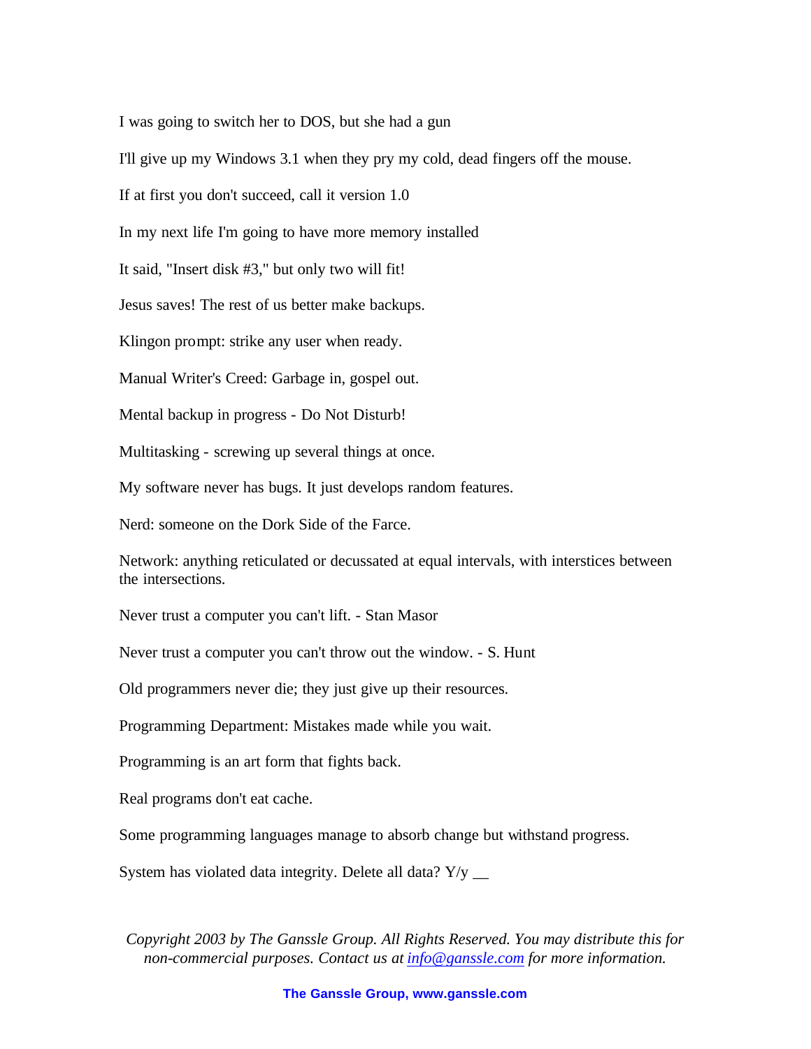I was going to switch her to DOS, but she had a gun

I'll give up my Windows 3.1 when they pry my cold, dead fingers off the mouse.

If at first you don't succeed, call it version 1.0

In my next life I'm going to have more memory installed

It said, "Insert disk #3," but only two will fit!

Jesus saves! The rest of us better make backups.

Klingon prompt: strike any user when ready.

Manual Writer's Creed: Garbage in, gospel out.

Mental backup in progress - Do Not Disturb!

Multitasking - screwing up several things at once.

My software never has bugs. It just develops random features.

Nerd: someone on the Dork Side of the Farce.

Network: anything reticulated or decussated at equal intervals, with interstices between the intersections.

Never trust a computer you can't lift. - Stan Masor

Never trust a computer you can't throw out the window. - S. Hunt

Old programmers never die; they just give up their resources.

Programming Department: Mistakes made while you wait.

Programming is an art form that fights back.

Real programs don't eat cache.

Some programming languages manage to absorb change but withstand progress.

System has violated data integrity. Delete all data? Y/y __

*Copyright 2003 by The Ganssle Group. All Rights Reserved. You may distribute this for non-commercial purposes. Contact us at info@ganssle.com for more information.*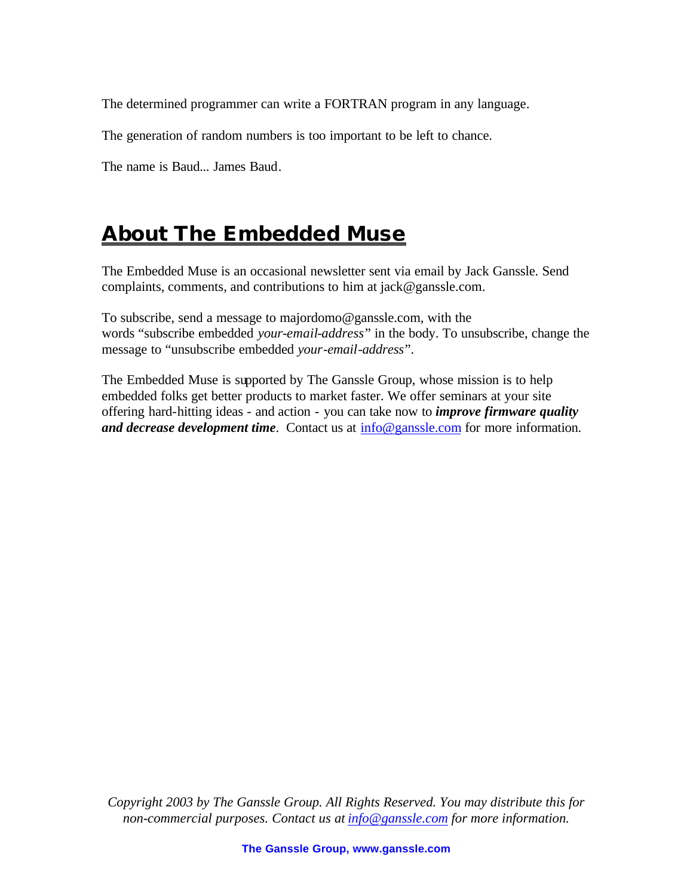The determined programmer can write a FORTRAN program in any language.

The generation of random numbers is too important to be left to chance.

The name is Baud... James Baud.

## About The Embedded Muse

The Embedded Muse is an occasional newsletter sent via email by Jack Ganssle. Send complaints, comments, and contributions to him at jack@ganssle.com.

To subscribe, send a message to majordomo@ganssle.com, with the words "subscribe embedded *your-email-address*" in the body. To unsubscribe, change the message to "unsubscribe embedded *your-email-address*".

The Embedded Muse is supported by The Ganssle Group, whose mission is to help embedded folks get better products to market faster. We offer seminars at your site offering hard-hitting ideas - and action - you can take now to ***improve firmware quality and decrease development time***. Contact us at info@ganssle.com for more information.

*Copyright 2003 by The Ganssle Group. All Rights Reserved. You may distribute this for non-commercial purposes. Contact us at info@ganssle.com for more information.*

**The Ganssle Group, www.ganssle.com**